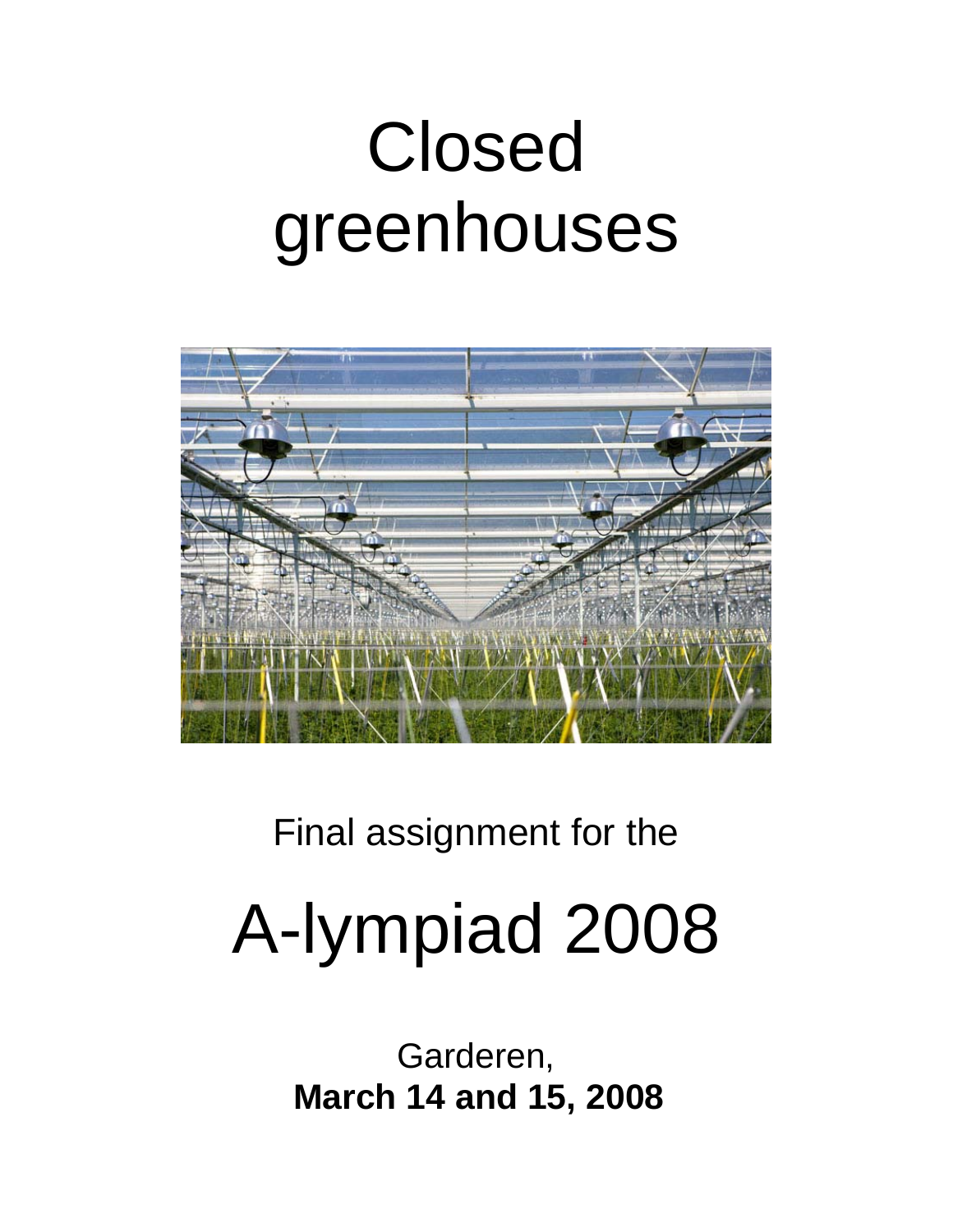# Closed greenhouses

Final assignment for the

# A-lympiad 2008

Garderen,
**March 14 and 15, 2008**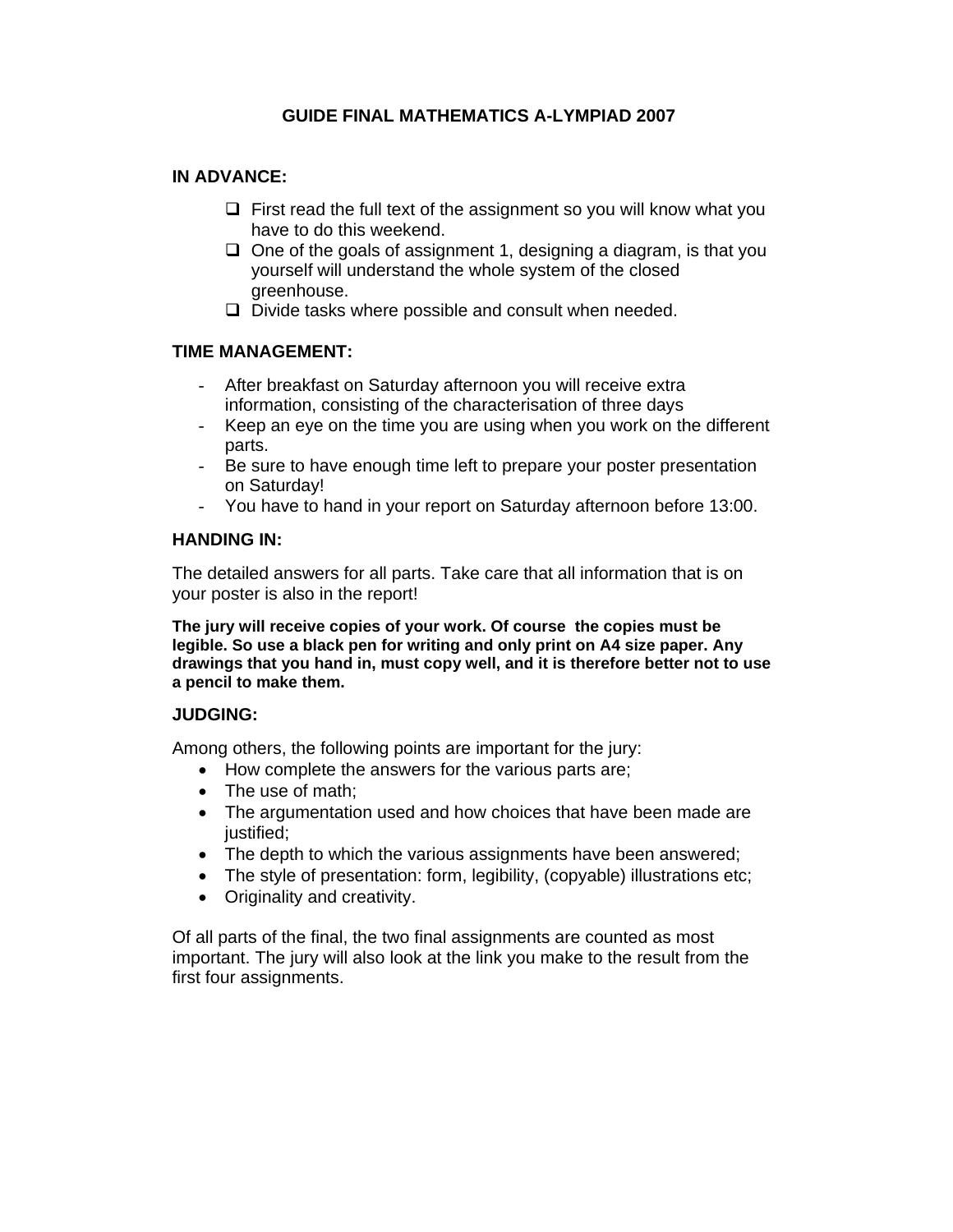# GUIDE FINAL MATHEMATICS A-LYMPIAD 2007

## IN ADVANCE:

- First read the full text of the assignment so you will know what you have to do this weekend.
- One of the goals of assignment 1, designing a diagram, is that you yourself will understand the whole system of the closed greenhouse.
- Divide tasks where possible and consult when needed.

## TIME MANAGEMENT:

- After breakfast on Saturday afternoon you will receive extra information, consisting of the characterisation of three days
- Keep an eye on the time you are using when you work on the different parts.
- Be sure to have enough time left to prepare your poster presentation on Saturday!
- You have to hand in your report on Saturday afternoon before 13:00.

## HANDING IN:

The detailed answers for all parts. Take care that all information that is on your poster is also in the report!

**The jury will receive copies of your work. Of course the copies must be legible. So use a black pen for writing and only print on A4 size paper. Any drawings that you hand in, must copy well, and it is therefore better not to use a pencil to make them.**

## JUDGING:

Among others, the following points are important for the jury:

- How complete the answers for the various parts are;
- The use of math;
- The argumentation used and how choices that have been made are justified;
- The depth to which the various assignments have been answered;
- The style of presentation: form, legibility, (copyable) illustrations etc;
- Originality and creativity.

Of all parts of the final, the two final assignments are counted as most important. The jury will also look at the link you make to the result from the first four assignments.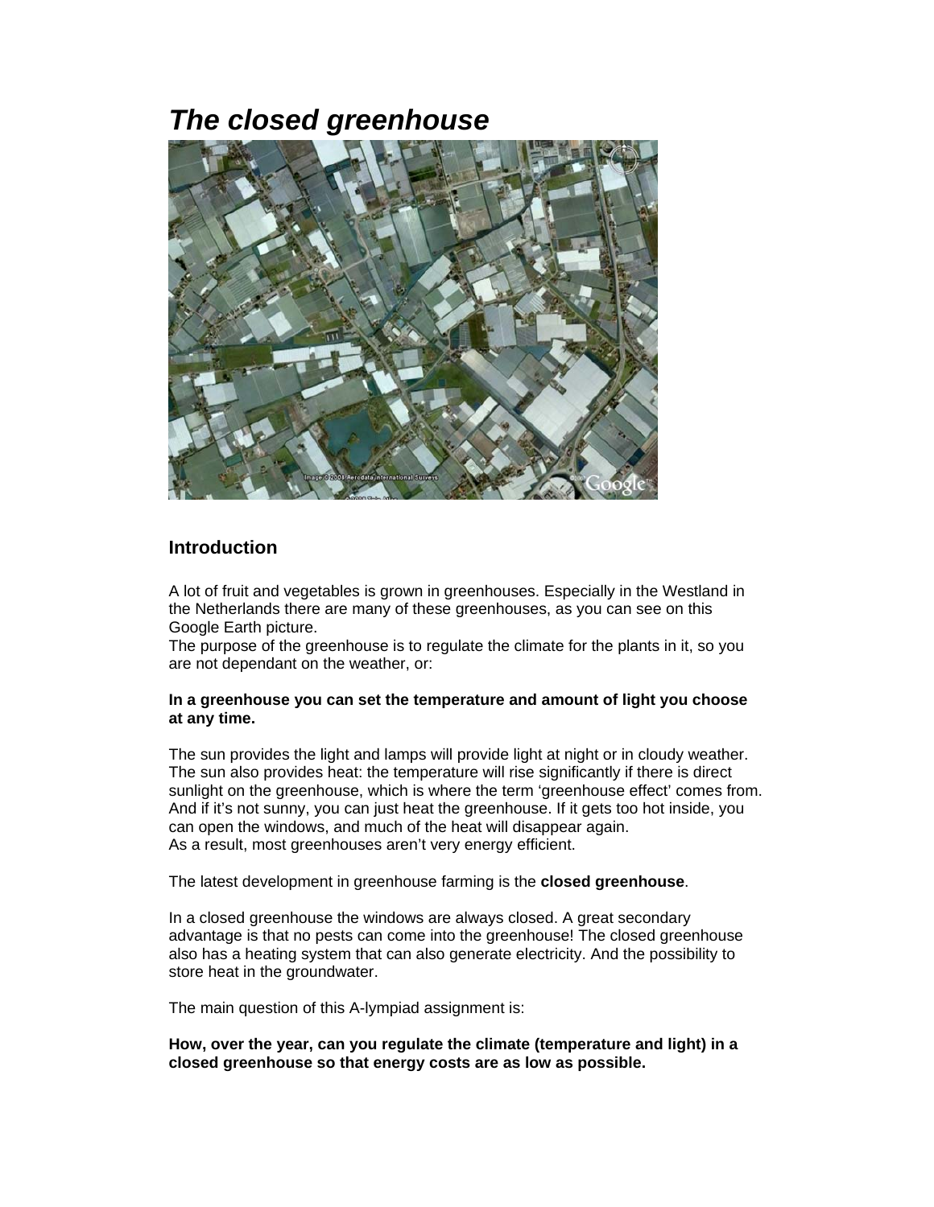# *The closed greenhouse*

## Introduction

A lot of fruit and vegetables is grown in greenhouses. Especially in the Westland in the Netherlands there are many of these greenhouses, as you can see on this Google Earth picture.
The purpose of the greenhouse is to regulate the climate for the plants in it, so you are not dependant on the weather, or:

**In a greenhouse you can set the temperature and amount of light you choose at any time.**

The sun provides the light and lamps will provide light at night or in cloudy weather. The sun also provides heat: the temperature will rise significantly if there is direct sunlight on the greenhouse, which is where the term 'greenhouse effect' comes from. And if it's not sunny, you can just heat the greenhouse. If it gets too hot inside, you can open the windows, and much of the heat will disappear again.
As a result, most greenhouses aren't very energy efficient.

The latest development in greenhouse farming is the **closed greenhouse**.

In a closed greenhouse the windows are always closed. A great secondary advantage is that no pests can come into the greenhouse! The closed greenhouse also has a heating system that can also generate electricity. And the possibility to store heat in the groundwater.

The main question of this A-lympiad assignment is:

**How, over the year, can you regulate the climate (temperature and light) in a closed greenhouse so that energy costs are as low as possible.**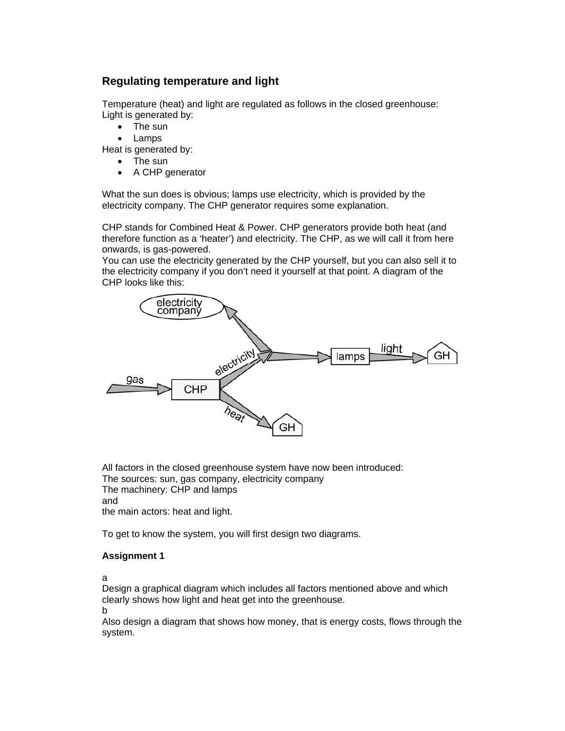## Regulating temperature and light

Temperature (heat) and light are regulated as follows in the closed greenhouse:
Light is generated by:

- The sun
- Lamps

Heat is generated by:

- The sun
- A CHP generator

What the sun does is obvious; lamps use electricity, which is provided by the electricity company. The CHP generator requires some explanation.

CHP stands for Combined Heat & Power. CHP generators provide both heat (and therefore function as a 'heater') and electricity. The CHP, as we will call it from here onwards, is gas-powered.
You can use the electricity generated by the CHP yourself, but you can also sell it to the electricity company if you don't need it yourself at that point. A diagram of the CHP looks like this:

All factors in the closed greenhouse system have now been introduced:
The sources: sun, gas company, electricity company
The machinery: CHP and lamps
and
the main actors: heat and light.

To get to know the system, you will first design two diagrams.

**Assignment 1**

a
Design a graphical diagram which includes all factors mentioned above and which clearly shows how light and heat get into the greenhouse.
b
Also design a diagram that shows how money, that is energy costs, flows through the system.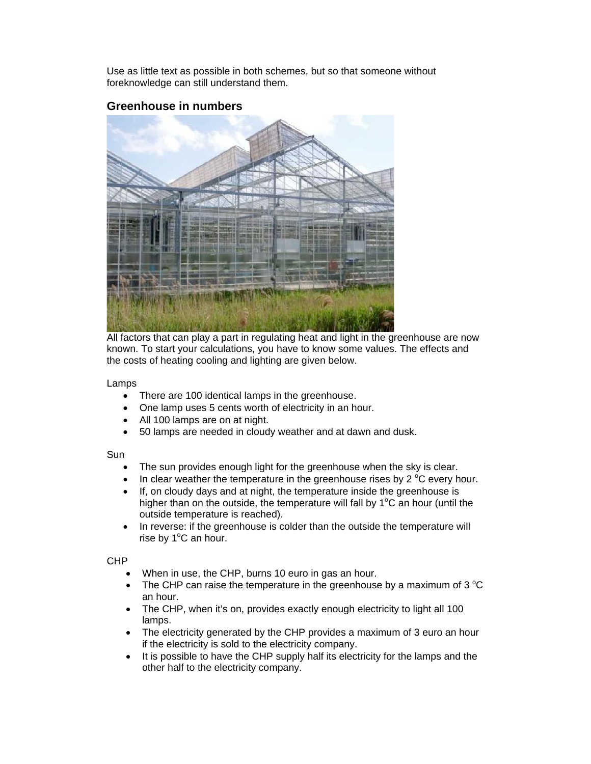Use as little text as possible in both schemes, but so that someone without foreknowledge can still understand them.

## Greenhouse in numbers

All factors that can play a part in regulating heat and light in the greenhouse are now known. To start your calculations, you have to know some values. The effects and the costs of heating cooling and lighting are given below.

Lamps

- There are 100 identical lamps in the greenhouse.
- One lamp uses 5 cents worth of electricity in an hour.
- All 100 lamps are on at night.
- 50 lamps are needed in cloudy weather and at dawn and dusk.

Sun

- The sun provides enough light for the greenhouse when the sky is clear.
- In clear weather the temperature in the greenhouse rises by 2 $^{o}$C every hour.
- If, on cloudy days and at night, the temperature inside the greenhouse is higher than on the outside, the temperature will fall by 1$^{o}$C an hour (until the outside temperature is reached).
- In reverse: if the greenhouse is colder than the outside the temperature will rise by 1$^{o}$C an hour.

CHP

- When in use, the CHP, burns 10 euro in gas an hour.
- The CHP can raise the temperature in the greenhouse by a maximum of 3 $^{o}$C an hour.
- The CHP, when it's on, provides exactly enough electricity to light all 100 lamps.
- The electricity generated by the CHP provides a maximum of 3 euro an hour if the electricity is sold to the electricity company.
- It is possible to have the CHP supply half its electricity for the lamps and the other half to the electricity company.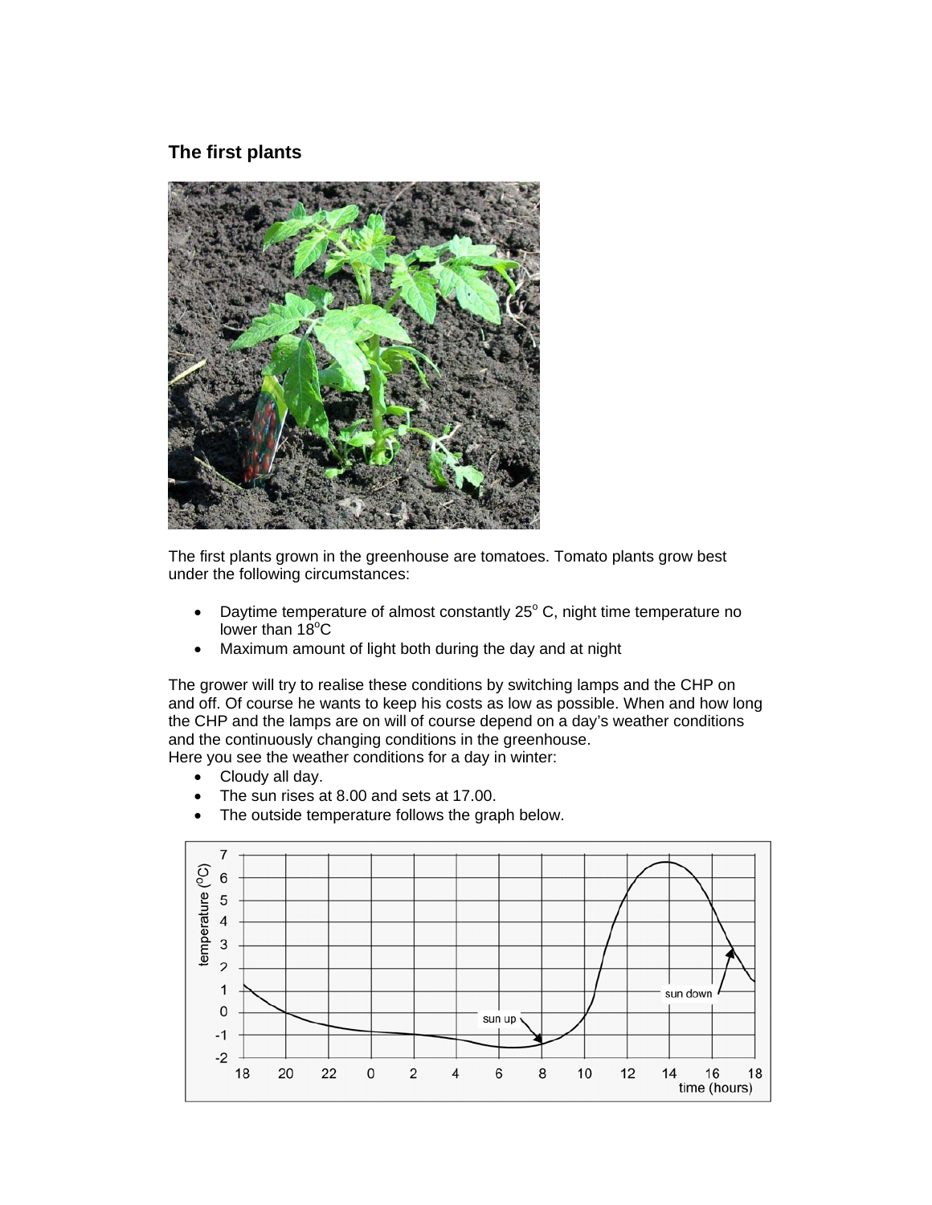## The first plants

The first plants grown in the greenhouse are tomatoes. Tomato plants grow best under the following circumstances:

- Daytime temperature of almost constantly 25° C, night time temperature no lower than 18°C
- Maximum amount of light both during the day and at night

The grower will try to realise these conditions by switching lamps and the CHP on and off. Of course he wants to keep his costs as low as possible. When and how long the CHP and the lamps are on will of course depend on a day's weather conditions and the continuously changing conditions in the greenhouse.
Here you see the weather conditions for a day in winter:

- Cloudy all day.
- The sun rises at 8.00 and sets at 17.00.
- The outside temperature follows the graph below.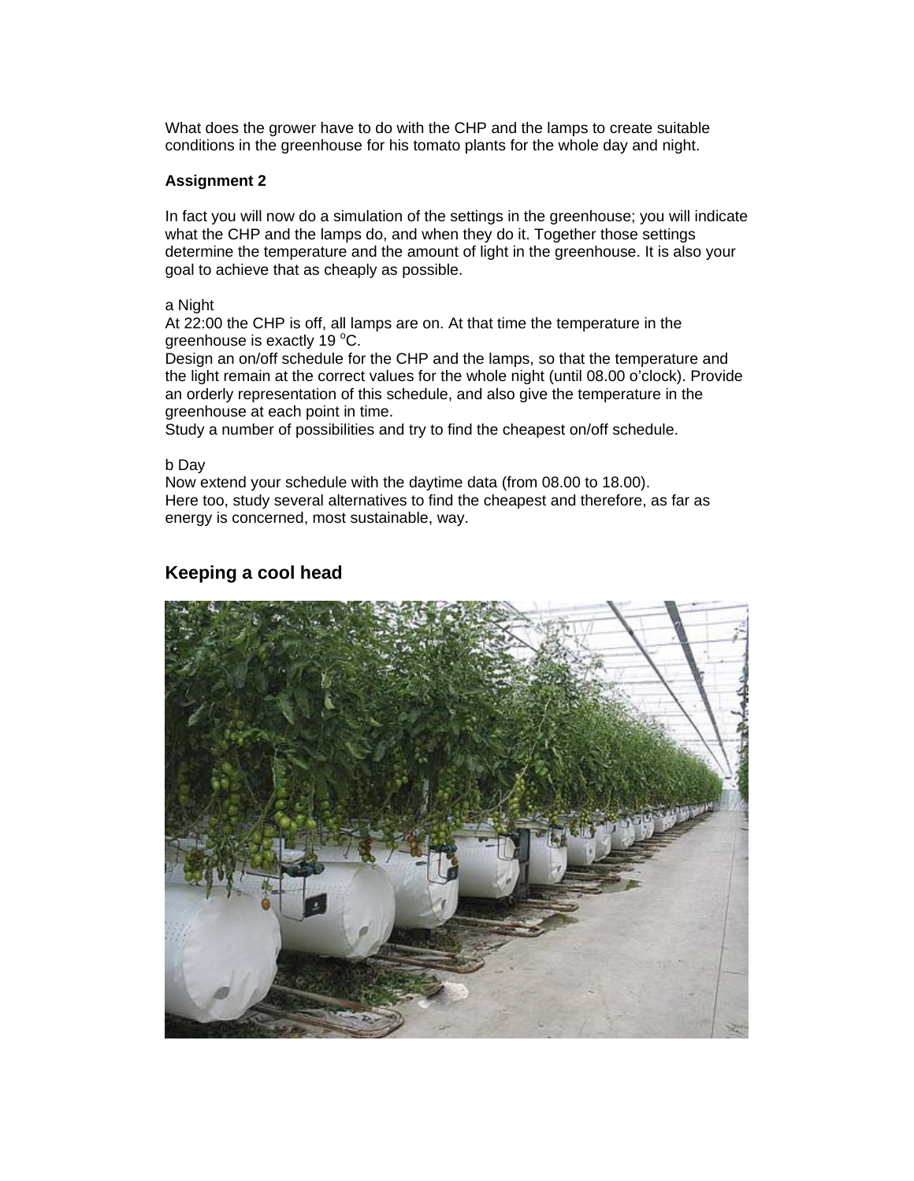What does the grower have to do with the CHP and the lamps to create suitable conditions in the greenhouse for his tomato plants for the whole day and night.

**Assignment 2**

In fact you will now do a simulation of the settings in the greenhouse; you will indicate what the CHP and the lamps do, and when they do it. Together those settings determine the temperature and the amount of light in the greenhouse. It is also your goal to achieve that as cheaply as possible.

a Night
At 22:00 the CHP is off, all lamps are on. At that time the temperature in the greenhouse is exactly 19 $^{o}$C.
Design an on/off schedule for the CHP and the lamps, so that the temperature and the light remain at the correct values for the whole night (until 08.00 o'clock). Provide an orderly representation of this schedule, and also give the temperature in the greenhouse at each point in time.
Study a number of possibilities and try to find the cheapest on/off schedule.

b Day
Now extend your schedule with the daytime data (from 08.00 to 18.00).
Here too, study several alternatives to find the cheapest and therefore, as far as energy is concerned, most sustainable, way.

## Keeping a cool head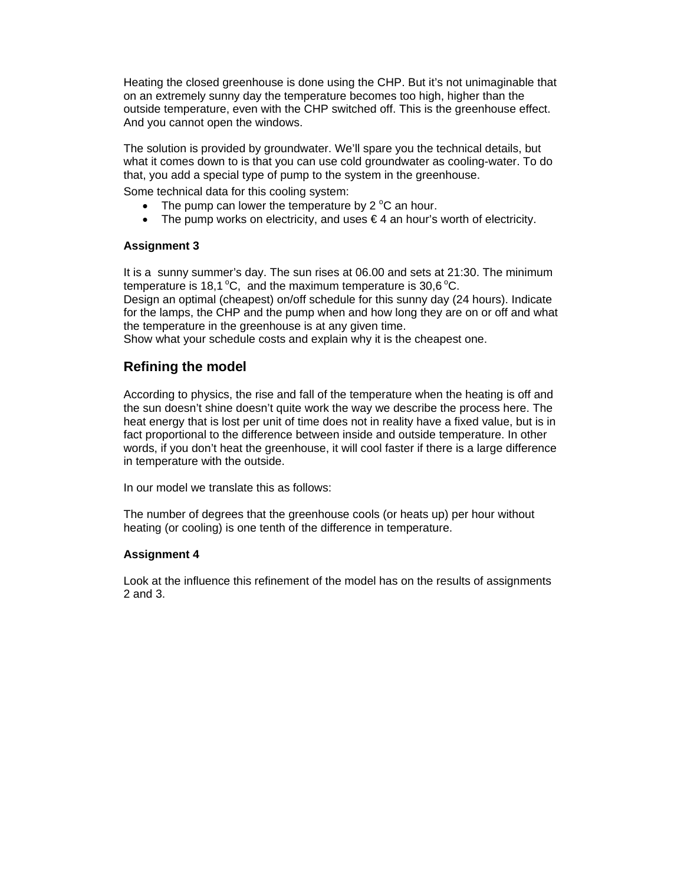Heating the closed greenhouse is done using the CHP. But it's not unimaginable that on an extremely sunny day the temperature becomes too high, higher than the outside temperature, even with the CHP switched off. This is the greenhouse effect. And you cannot open the windows.

The solution is provided by groundwater. We'll spare you the technical details, but what it comes down to is that you can use cold groundwater as cooling-water. To do that, you add a special type of pump to the system in the greenhouse.

Some technical data for this cooling system:

- The pump can lower the temperature by 2 $^{o}$C an hour.
- The pump works on electricity, and uses € 4 an hour's worth of electricity.

**Assignment 3**

It is a sunny summer's day. The sun rises at 06.00 and sets at 21:30. The minimum temperature is 18,1 $^{o}$C, and the maximum temperature is 30,6 $^{o}$C.
Design an optimal (cheapest) on/off schedule for this sunny day (24 hours). Indicate for the lamps, the CHP and the pump when and how long they are on or off and what the temperature in the greenhouse is at any given time.
Show what your schedule costs and explain why it is the cheapest one.

## Refining the model

According to physics, the rise and fall of the temperature when the heating is off and the sun doesn't shine doesn't quite work the way we describe the process here. The heat energy that is lost per unit of time does not in reality have a fixed value, but is in fact proportional to the difference between inside and outside temperature. In other words, if you don't heat the greenhouse, it will cool faster if there is a large difference in temperature with the outside.

In our model we translate this as follows:

The number of degrees that the greenhouse cools (or heats up) per hour without heating (or cooling) is one tenth of the difference in temperature.

**Assignment 4**

Look at the influence this refinement of the model has on the results of assignments 2 and 3.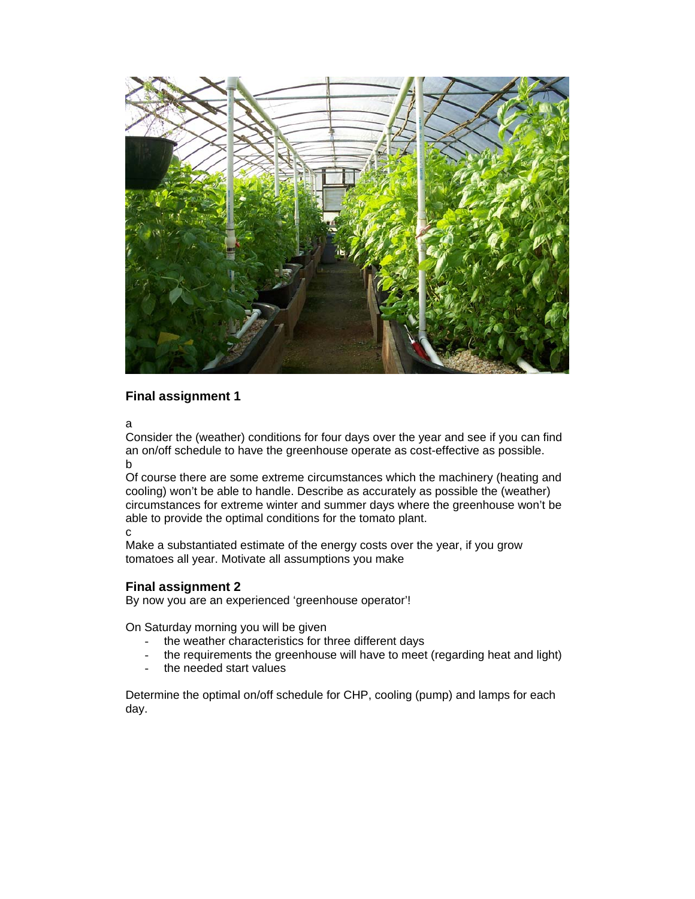## Final assignment 1

a

Consider the (weather) conditions for four days over the year and see if you can find an on/off schedule to have the greenhouse operate as cost-effective as possible.

b

Of course there are some extreme circumstances which the machinery (heating and cooling) won't be able to handle. Describe as accurately as possible the (weather) circumstances for extreme winter and summer days where the greenhouse won't be able to provide the optimal conditions for the tomato plant.

c

Make a substantiated estimate of the energy costs over the year, if you grow tomatoes all year. Motivate all assumptions you make

## Final assignment 2

By now you are an experienced 'greenhouse operator'!

On Saturday morning you will be given

- the weather characteristics for three different days
- the requirements the greenhouse will have to meet (regarding heat and light)
- the needed start values

Determine the optimal on/off schedule for CHP, cooling (pump) and lamps for each day.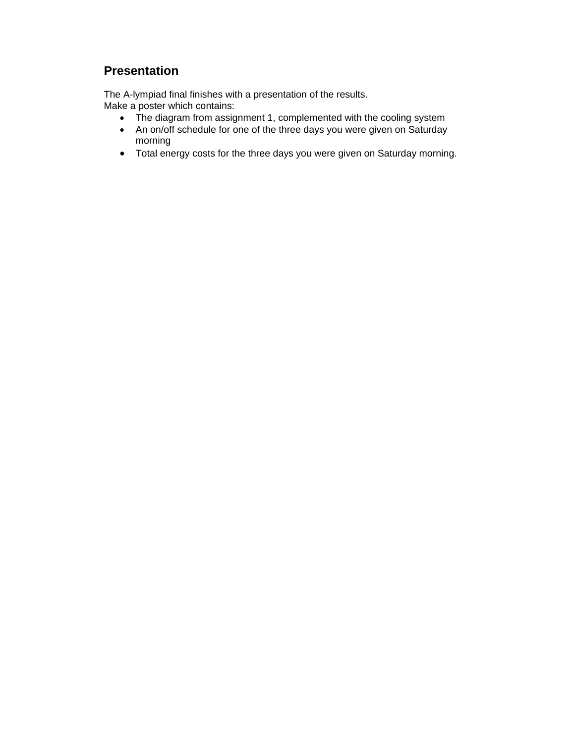## Presentation

The A-lympiad final finishes with a presentation of the results.
Make a poster which contains:

- The diagram from assignment 1, complemented with the cooling system
- An on/off schedule for one of the three days you were given on Saturday morning
- Total energy costs for the three days you were given on Saturday morning.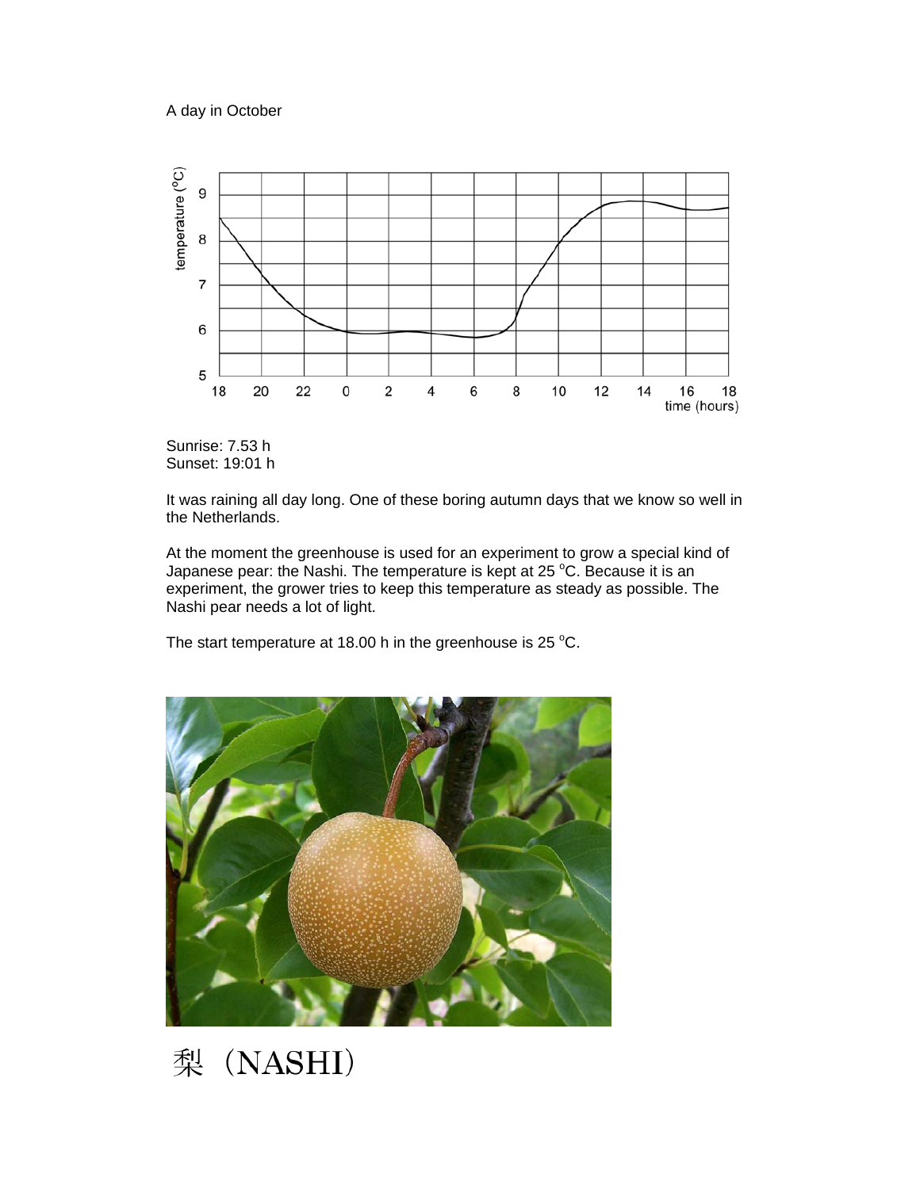A day in October

Sunrise: 7.53 h
Sunset: 19:01 h

It was raining all day long. One of these boring autumn days that we know so well in the Netherlands.

At the moment the greenhouse is used for an experiment to grow a special kind of Japanese pear: the Nashi. The temperature is kept at 25 °C. Because it is an experiment, the grower tries to keep this temperature as steady as possible. The Nashi pear needs a lot of light.

The start temperature at 18.00 h in the greenhouse is 25 °C.

梨（NASHI）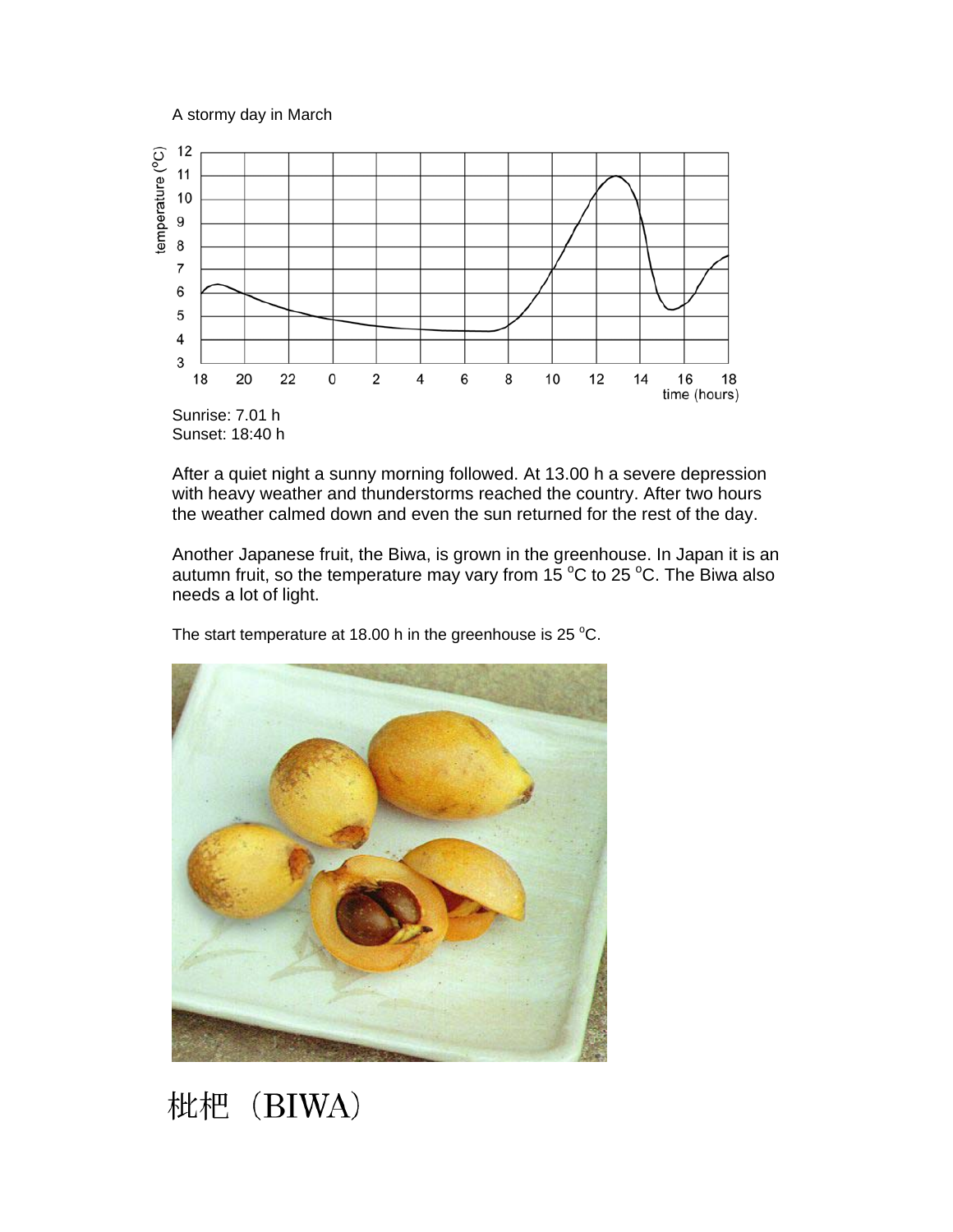A stormy day in March

Sunrise: 7.01 h
Sunset: 18:40 h

After a quiet night a sunny morning followed. At 13.00 h a severe depression with heavy weather and thunderstorms reached the country. After two hours the weather calmed down and even the sun returned for the rest of the day.

Another Japanese fruit, the Biwa, is grown in the greenhouse. In Japan it is an autumn fruit, so the temperature may vary from 15 °C to 25 °C. The Biwa also needs a lot of light.

The start temperature at 18.00 h in the greenhouse is 25 °C.

枇杷（BIWA）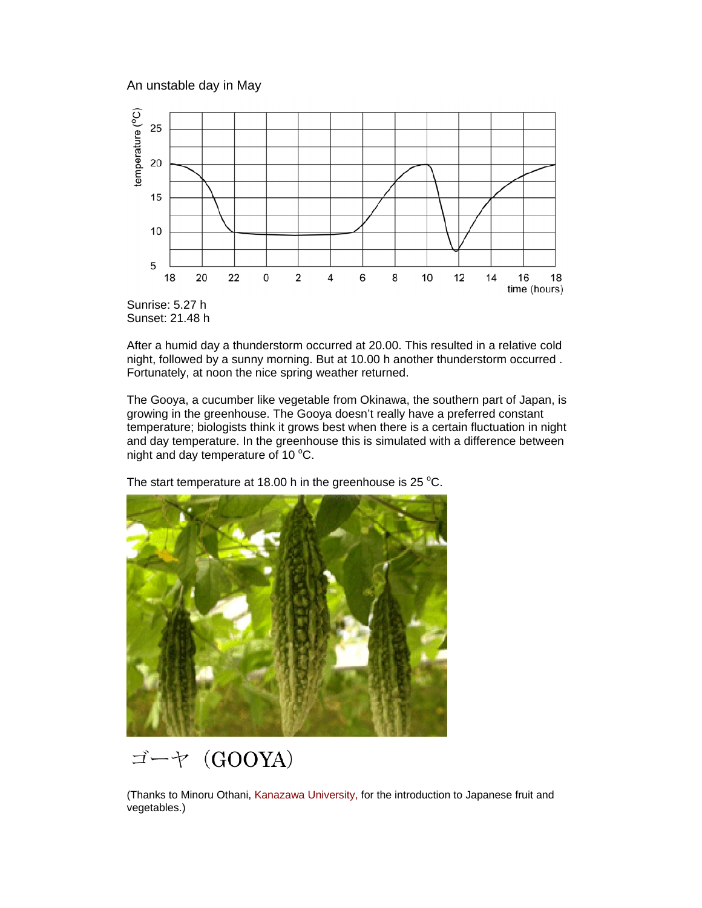An unstable day in May

temperature (°C)

25
20
15
10
5

18 20 22 0 2 4 6 8 10 12 14 16 18

time (hours)

Sunrise: 5.27 h
Sunset: 21.48 h

After a humid day a thunderstorm occurred at 20.00. This resulted in a relative cold night, followed by a sunny morning. But at 10.00 h another thunderstorm occurred . Fortunately, at noon the nice spring weather returned.

The Gooya, a cucumber like vegetable from Okinawa, the southern part of Japan, is growing in the greenhouse. The Gooya doesn't really have a preferred constant temperature; biologists think it grows best when there is a certain fluctuation in night and day temperature. In the greenhouse this is simulated with a difference between night and day temperature of 10 °C.

The start temperature at 18.00 h in the greenhouse is 25 °C.

ゴーヤ（GOOYA）

(Thanks to Minoru Othani, Kanazawa University, for the introduction to Japanese fruit and vegetables.)